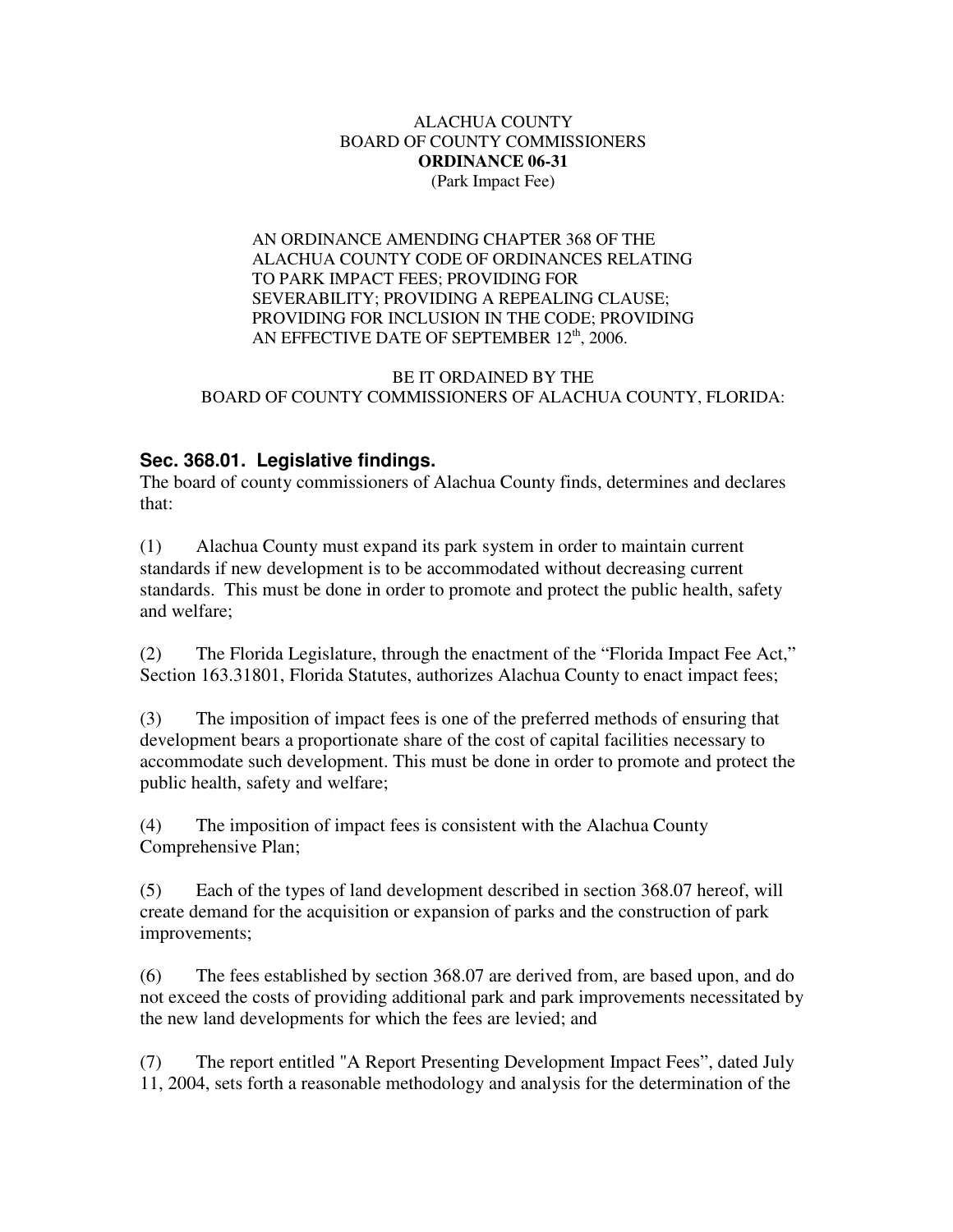ALACHUA COUNTY
BOARD OF COUNTY COMMISSIONERS
**ORDINANCE 06-31**
(Park Impact Fee)

AN ORDINANCE AMENDING CHAPTER 368 OF THE ALACHUA COUNTY CODE OF ORDINANCES RELATING TO PARK IMPACT FEES; PROVIDING FOR SEVERABILITY; PROVIDING A REPEALING CLAUSE; PROVIDING FOR INCLUSION IN THE CODE; PROVIDING AN EFFECTIVE DATE OF SEPTEMBER 12th, 2006.

BE IT ORDAINED BY THE
BOARD OF COUNTY COMMISSIONERS OF ALACHUA COUNTY, FLORIDA:

### Sec. 368.01. Legislative findings.

The board of county commissioners of Alachua County finds, determines and declares that:

(1) Alachua County must expand its park system in order to maintain current standards if new development is to be accommodated without decreasing current standards. This must be done in order to promote and protect the public health, safety and welfare;

(2) The Florida Legislature, through the enactment of the "Florida Impact Fee Act," Section 163.31801, Florida Statutes, authorizes Alachua County to enact impact fees;

(3) The imposition of impact fees is one of the preferred methods of ensuring that development bears a proportionate share of the cost of capital facilities necessary to accommodate such development. This must be done in order to promote and protect the public health, safety and welfare;

(4) The imposition of impact fees is consistent with the Alachua County Comprehensive Plan;

(5) Each of the types of land development described in section 368.07 hereof, will create demand for the acquisition or expansion of parks and the construction of park improvements;

(6) The fees established by section 368.07 are derived from, are based upon, and do not exceed the costs of providing additional park and park improvements necessitated by the new land developments for which the fees are levied; and

(7) The report entitled "A Report Presenting Development Impact Fees", dated July 11, 2004, sets forth a reasonable methodology and analysis for the determination of the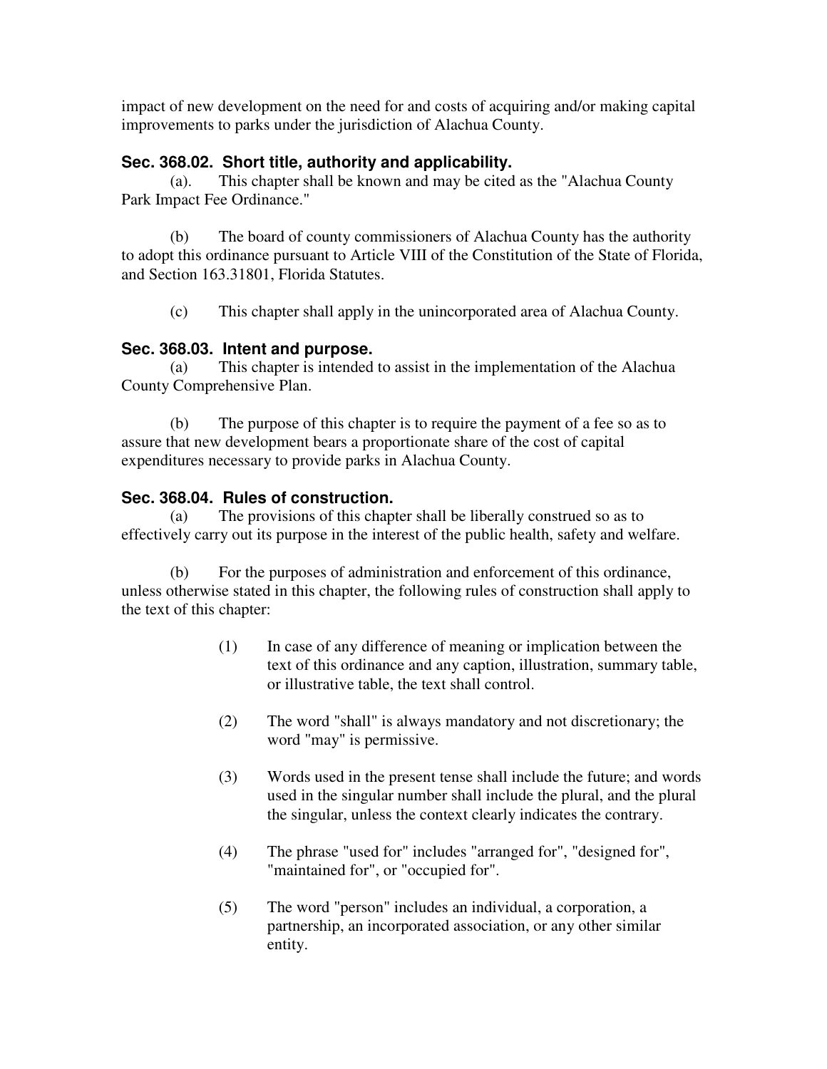impact of new development on the need for and costs of acquiring and/or making capital improvements to parks under the jurisdiction of Alachua County.

### Sec. 368.02. Short title, authority and applicability.

(a). This chapter shall be known and may be cited as the "Alachua County Park Impact Fee Ordinance."

(b) The board of county commissioners of Alachua County has the authority to adopt this ordinance pursuant to Article VIII of the Constitution of the State of Florida, and Section 163.31801, Florida Statutes.

(c) This chapter shall apply in the unincorporated area of Alachua County.

### Sec. 368.03. Intent and purpose.

(a) This chapter is intended to assist in the implementation of the Alachua County Comprehensive Plan.

(b) The purpose of this chapter is to require the payment of a fee so as to assure that new development bears a proportionate share of the cost of capital expenditures necessary to provide parks in Alachua County.

### Sec. 368.04. Rules of construction.

(a) The provisions of this chapter shall be liberally construed so as to effectively carry out its purpose in the interest of the public health, safety and welfare.

(b) For the purposes of administration and enforcement of this ordinance, unless otherwise stated in this chapter, the following rules of construction shall apply to the text of this chapter:

(1) In case of any difference of meaning or implication between the text of this ordinance and any caption, illustration, summary table, or illustrative table, the text shall control.

(2) The word "shall" is always mandatory and not discretionary; the word "may" is permissive.

(3) Words used in the present tense shall include the future; and words used in the singular number shall include the plural, and the plural the singular, unless the context clearly indicates the contrary.

(4) The phrase "used for" includes "arranged for", "designed for", "maintained for", or "occupied for".

(5) The word "person" includes an individual, a corporation, a partnership, an incorporated association, or any other similar entity.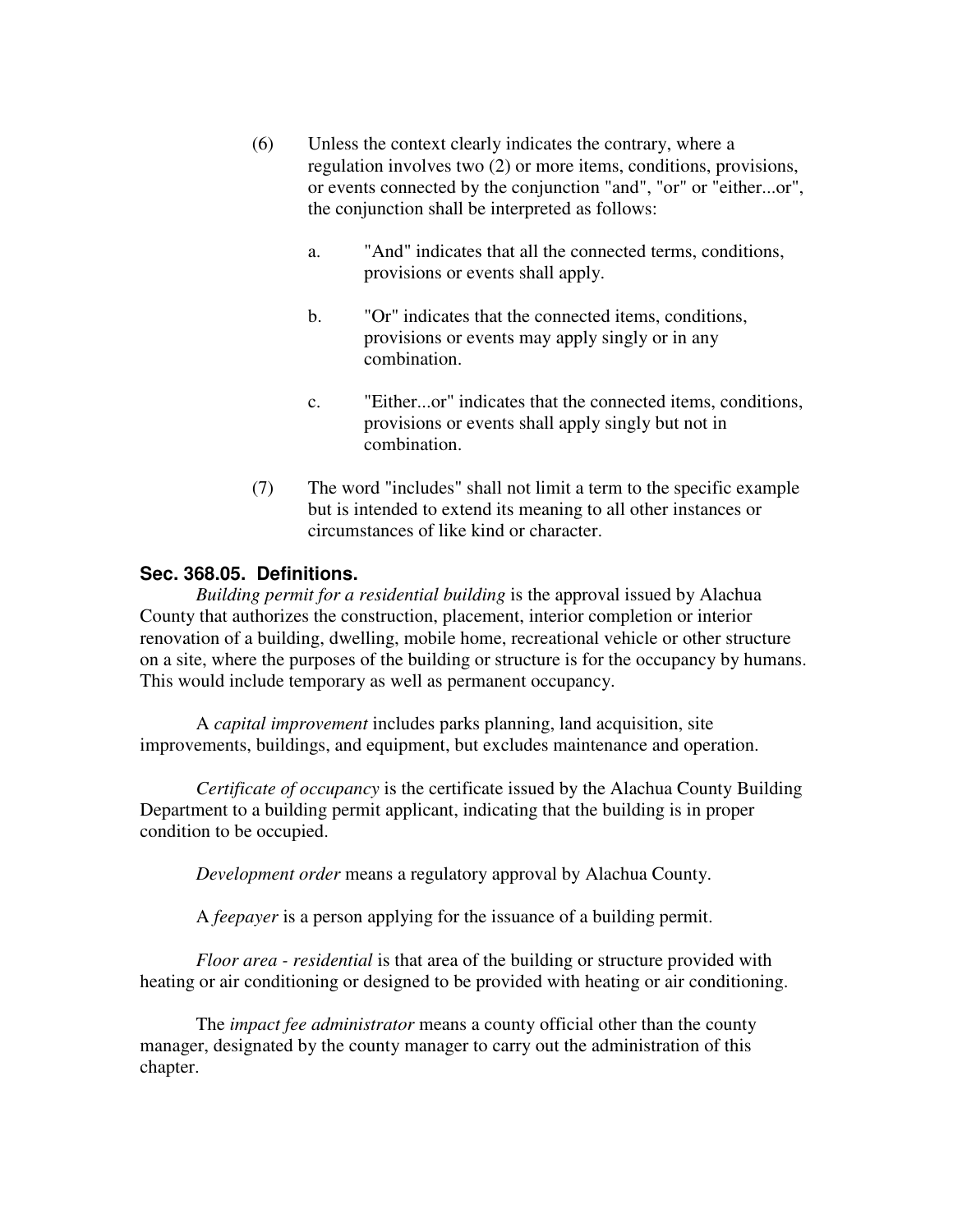(6) Unless the context clearly indicates the contrary, where a regulation involves two (2) or more items, conditions, provisions, or events connected by the conjunction "and", "or" or "either...or", the conjunction shall be interpreted as follows:

a. "And" indicates that all the connected terms, conditions, provisions or events shall apply.

b. "Or" indicates that the connected items, conditions, provisions or events may apply singly or in any combination.

c. "Either...or" indicates that the connected items, conditions, provisions or events shall apply singly but not in combination.

(7) The word "includes" shall not limit a term to the specific example but is intended to extend its meaning to all other instances or circumstances of like kind or character.

### Sec. 368.05. Definitions.

*Building permit for a residential building* is the approval issued by Alachua County that authorizes the construction, placement, interior completion or interior renovation of a building, dwelling, mobile home, recreational vehicle or other structure on a site, where the purposes of the building or structure is for the occupancy by humans. This would include temporary as well as permanent occupancy.

A *capital improvement* includes parks planning, land acquisition, site improvements, buildings, and equipment, but excludes maintenance and operation.

*Certificate of occupancy* is the certificate issued by the Alachua County Building Department to a building permit applicant, indicating that the building is in proper condition to be occupied.

*Development order* means a regulatory approval by Alachua County.

A *feepayer* is a person applying for the issuance of a building permit.

*Floor area - residential* is that area of the building or structure provided with heating or air conditioning or designed to be provided with heating or air conditioning.

The *impact fee administrator* means a county official other than the county manager, designated by the county manager to carry out the administration of this chapter.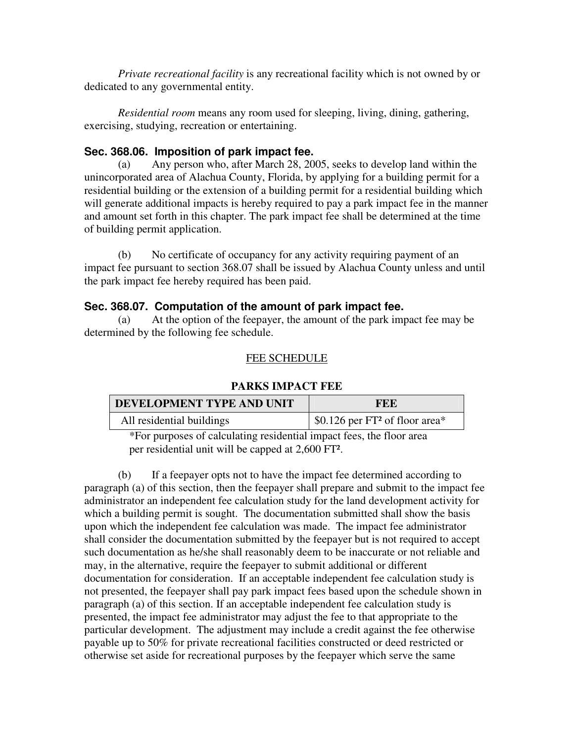*Private recreational facility* is any recreational facility which is not owned by or dedicated to any governmental entity.

*Residential room* means any room used for sleeping, living, dining, gathering, exercising, studying, recreation or entertaining.

### Sec. 368.06. Imposition of park impact fee.

(a) Any person who, after March 28, 2005, seeks to develop land within the unincorporated area of Alachua County, Florida, by applying for a building permit for a residential building or the extension of a building permit for a residential building which will generate additional impacts is hereby required to pay a park impact fee in the manner and amount set forth in this chapter. The park impact fee shall be determined at the time of building permit application.

(b) No certificate of occupancy for any activity requiring payment of an impact fee pursuant to section 368.07 shall be issued by Alachua County unless and until the park impact fee hereby required has been paid.

### Sec. 368.07. Computation of the amount of park impact fee.

(a) At the option of the feepayer, the amount of the park impact fee may be determined by the following fee schedule.

FEE SCHEDULE

**PARKS IMPACT FEE**

| DEVELOPMENT TYPE AND UNIT | FEE |
|---|---|
| All residential buildings | \$0.126 per FT² of floor area* |

*For purposes of calculating residential impact fees, the floor area per residential unit will be capped at 2,600 FT².

(b) If a feepayer opts not to have the impact fee determined according to paragraph (a) of this section, then the feepayer shall prepare and submit to the impact fee administrator an independent fee calculation study for the land development activity for which a building permit is sought. The documentation submitted shall show the basis upon which the independent fee calculation was made. The impact fee administrator shall consider the documentation submitted by the feepayer but is not required to accept such documentation as he/she shall reasonably deem to be inaccurate or not reliable and may, in the alternative, require the feepayer to submit additional or different documentation for consideration. If an acceptable independent fee calculation study is not presented, the feepayer shall pay park impact fees based upon the schedule shown in paragraph (a) of this section. If an acceptable independent fee calculation study is presented, the impact fee administrator may adjust the fee to that appropriate to the particular development. The adjustment may include a credit against the fee otherwise payable up to 50% for private recreational facilities constructed or deed restricted or otherwise set aside for recreational purposes by the feepayer which serve the same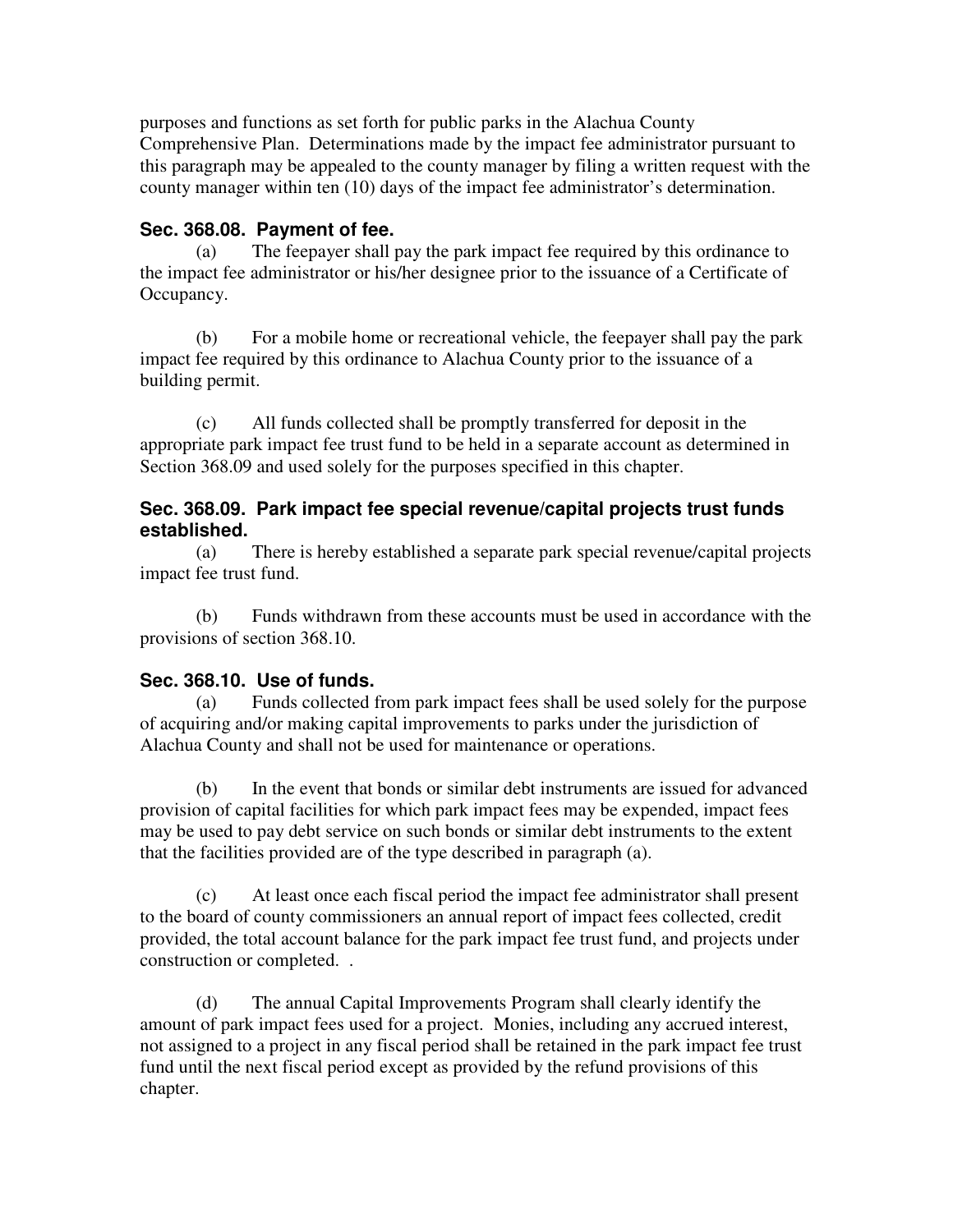purposes and functions as set forth for public parks in the Alachua County Comprehensive Plan. Determinations made by the impact fee administrator pursuant to this paragraph may be appealed to the county manager by filing a written request with the county manager within ten (10) days of the impact fee administrator's determination.

### Sec. 368.08. Payment of fee.

(a) The feepayer shall pay the park impact fee required by this ordinance to the impact fee administrator or his/her designee prior to the issuance of a Certificate of Occupancy.

(b) For a mobile home or recreational vehicle, the feepayer shall pay the park impact fee required by this ordinance to Alachua County prior to the issuance of a building permit.

(c) All funds collected shall be promptly transferred for deposit in the appropriate park impact fee trust fund to be held in a separate account as determined in Section 368.09 and used solely for the purposes specified in this chapter.

### Sec. 368.09. Park impact fee special revenue/capital projects trust funds established.

(a) There is hereby established a separate park special revenue/capital projects impact fee trust fund.

(b) Funds withdrawn from these accounts must be used in accordance with the provisions of section 368.10.

### Sec. 368.10. Use of funds.

(a) Funds collected from park impact fees shall be used solely for the purpose of acquiring and/or making capital improvements to parks under the jurisdiction of Alachua County and shall not be used for maintenance or operations.

(b) In the event that bonds or similar debt instruments are issued for advanced provision of capital facilities for which park impact fees may be expended, impact fees may be used to pay debt service on such bonds or similar debt instruments to the extent that the facilities provided are of the type described in paragraph (a).

(c) At least once each fiscal period the impact fee administrator shall present to the board of county commissioners an annual report of impact fees collected, credit provided, the total account balance for the park impact fee trust fund, and projects under construction or completed. .

(d) The annual Capital Improvements Program shall clearly identify the amount of park impact fees used for a project. Monies, including any accrued interest, not assigned to a project in any fiscal period shall be retained in the park impact fee trust fund until the next fiscal period except as provided by the refund provisions of this chapter.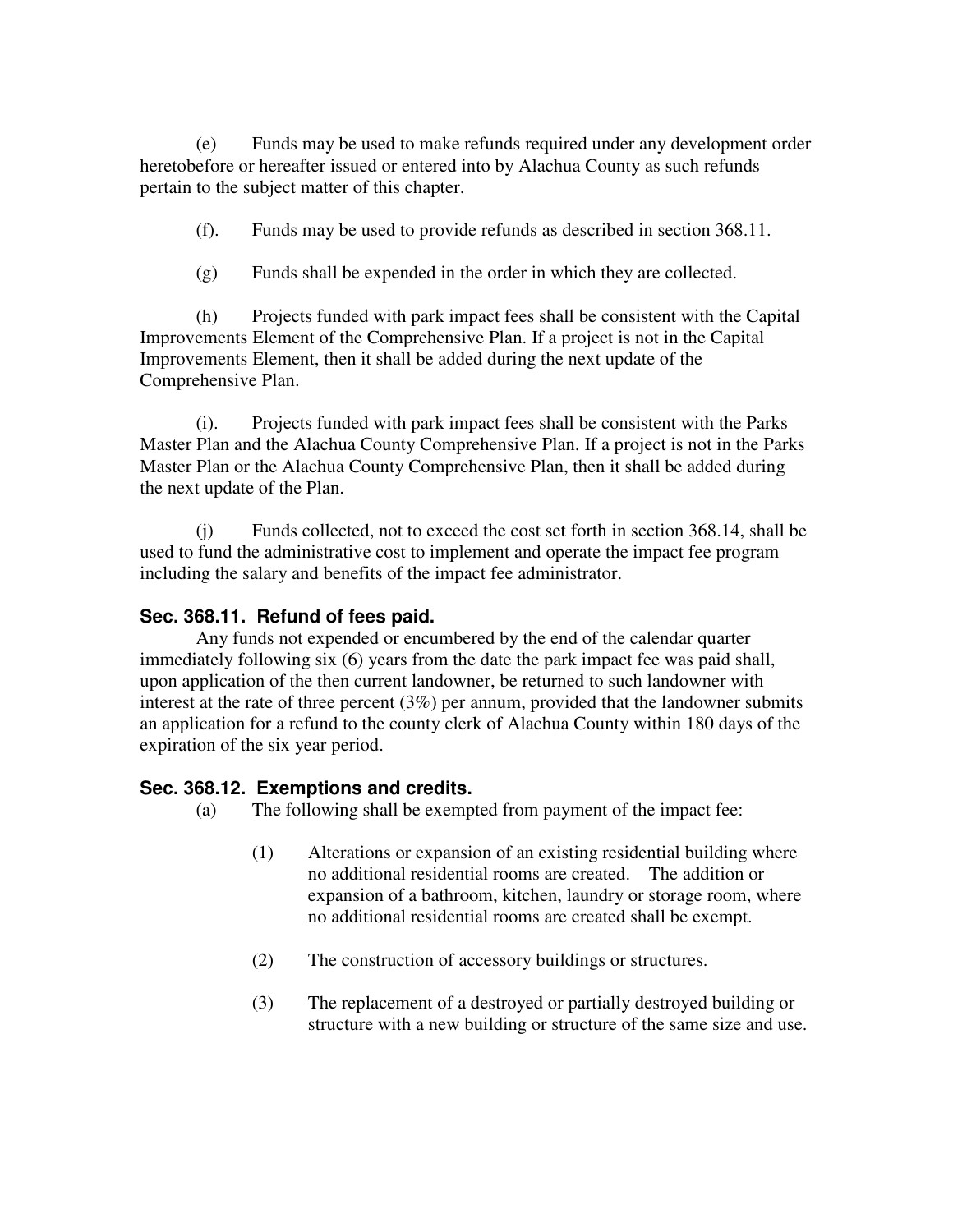(e) Funds may be used to make refunds required under any development order heretobefore or hereafter issued or entered into by Alachua County as such refunds pertain to the subject matter of this chapter.

(f). Funds may be used to provide refunds as described in section 368.11.

(g) Funds shall be expended in the order in which they are collected.

(h) Projects funded with park impact fees shall be consistent with the Capital Improvements Element of the Comprehensive Plan. If a project is not in the Capital Improvements Element, then it shall be added during the next update of the Comprehensive Plan.

(i). Projects funded with park impact fees shall be consistent with the Parks Master Plan and the Alachua County Comprehensive Plan. If a project is not in the Parks Master Plan or the Alachua County Comprehensive Plan, then it shall be added during the next update of the Plan.

(j) Funds collected, not to exceed the cost set forth in section 368.14, shall be used to fund the administrative cost to implement and operate the impact fee program including the salary and benefits of the impact fee administrator.

### Sec. 368.11. Refund of fees paid.

Any funds not expended or encumbered by the end of the calendar quarter immediately following six (6) years from the date the park impact fee was paid shall, upon application of the then current landowner, be returned to such landowner with interest at the rate of three percent (3%) per annum, provided that the landowner submits an application for a refund to the county clerk of Alachua County within 180 days of the expiration of the six year period.

### Sec. 368.12. Exemptions and credits.

(a) The following shall be exempted from payment of the impact fee:

(1) Alterations or expansion of an existing residential building where no additional residential rooms are created. The addition or expansion of a bathroom, kitchen, laundry or storage room, where no additional residential rooms are created shall be exempt.

(2) The construction of accessory buildings or structures.

(3) The replacement of a destroyed or partially destroyed building or structure with a new building or structure of the same size and use.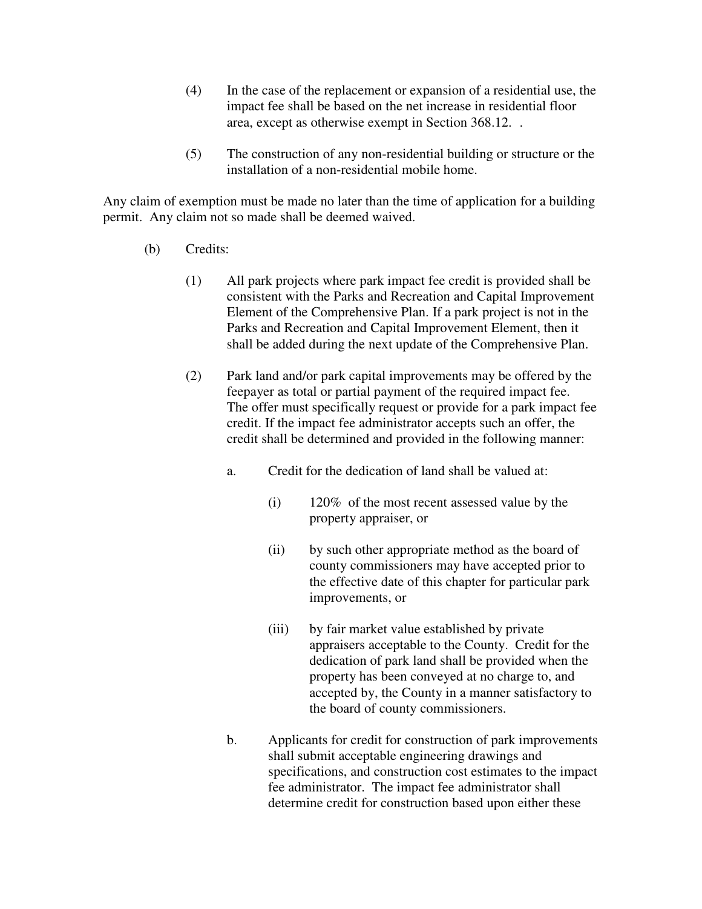(4) In the case of the replacement or expansion of a residential use, the impact fee shall be based on the net increase in residential floor area, except as otherwise exempt in Section 368.12. .

(5) The construction of any non-residential building or structure or the installation of a non-residential mobile home.

Any claim of exemption must be made no later than the time of application for a building permit. Any claim not so made shall be deemed waived.

(b) Credits:

(1) All park projects where park impact fee credit is provided shall be consistent with the Parks and Recreation and Capital Improvement Element of the Comprehensive Plan. If a park project is not in the Parks and Recreation and Capital Improvement Element, then it shall be added during the next update of the Comprehensive Plan.

(2) Park land and/or park capital improvements may be offered by the feepayer as total or partial payment of the required impact fee. The offer must specifically request or provide for a park impact fee credit. If the impact fee administrator accepts such an offer, the credit shall be determined and provided in the following manner:

a. Credit for the dedication of land shall be valued at:

(i) 120% of the most recent assessed value by the property appraiser, or

(ii) by such other appropriate method as the board of county commissioners may have accepted prior to the effective date of this chapter for particular park improvements, or

(iii) by fair market value established by private appraisers acceptable to the County. Credit for the dedication of park land shall be provided when the property has been conveyed at no charge to, and accepted by, the County in a manner satisfactory to the board of county commissioners.

b. Applicants for credit for construction of park improvements shall submit acceptable engineering drawings and specifications, and construction cost estimates to the impact fee administrator. The impact fee administrator shall determine credit for construction based upon either these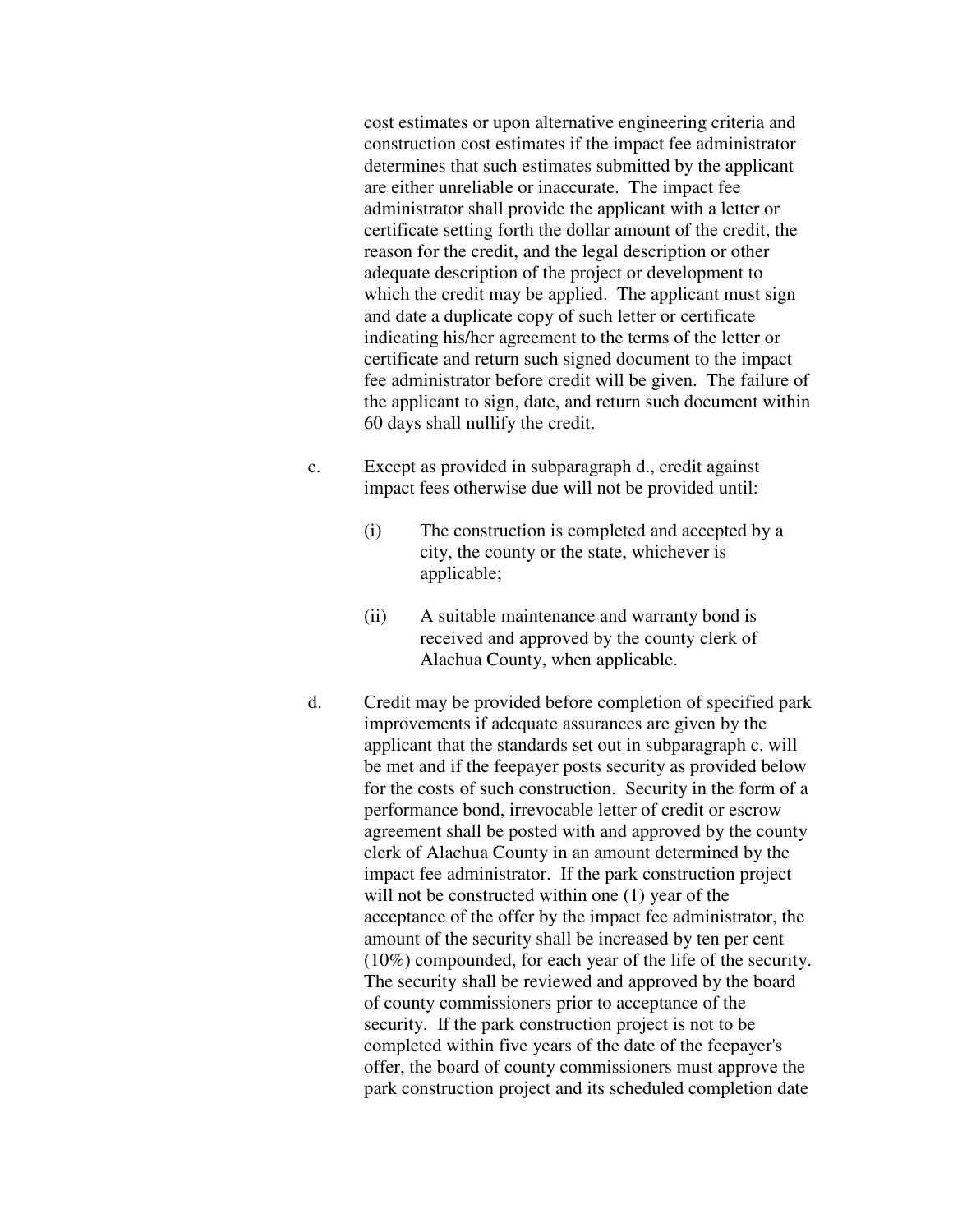cost estimates or upon alternative engineering criteria and construction cost estimates if the impact fee administrator determines that such estimates submitted by the applicant are either unreliable or inaccurate. The impact fee administrator shall provide the applicant with a letter or certificate setting forth the dollar amount of the credit, the reason for the credit, and the legal description or other adequate description of the project or development to which the credit may be applied. The applicant must sign and date a duplicate copy of such letter or certificate indicating his/her agreement to the terms of the letter or certificate and return such signed document to the impact fee administrator before credit will be given. The failure of the applicant to sign, date, and return such document within 60 days shall nullify the credit.

c. Except as provided in subparagraph d., credit against impact fees otherwise due will not be provided until:

  (i) The construction is completed and accepted by a city, the county or the state, whichever is applicable;

  (ii) A suitable maintenance and warranty bond is received and approved by the county clerk of Alachua County, when applicable.

d. Credit may be provided before completion of specified park improvements if adequate assurances are given by the applicant that the standards set out in subparagraph c. will be met and if the feepayer posts security as provided below for the costs of such construction. Security in the form of a performance bond, irrevocable letter of credit or escrow agreement shall be posted with and approved by the county clerk of Alachua County in an amount determined by the impact fee administrator. If the park construction project will not be constructed within one (1) year of the acceptance of the offer by the impact fee administrator, the amount of the security shall be increased by ten per cent (10%) compounded, for each year of the life of the security. The security shall be reviewed and approved by the board of county commissioners prior to acceptance of the security. If the park construction project is not to be completed within five years of the date of the feepayer's offer, the board of county commissioners must approve the park construction project and its scheduled completion date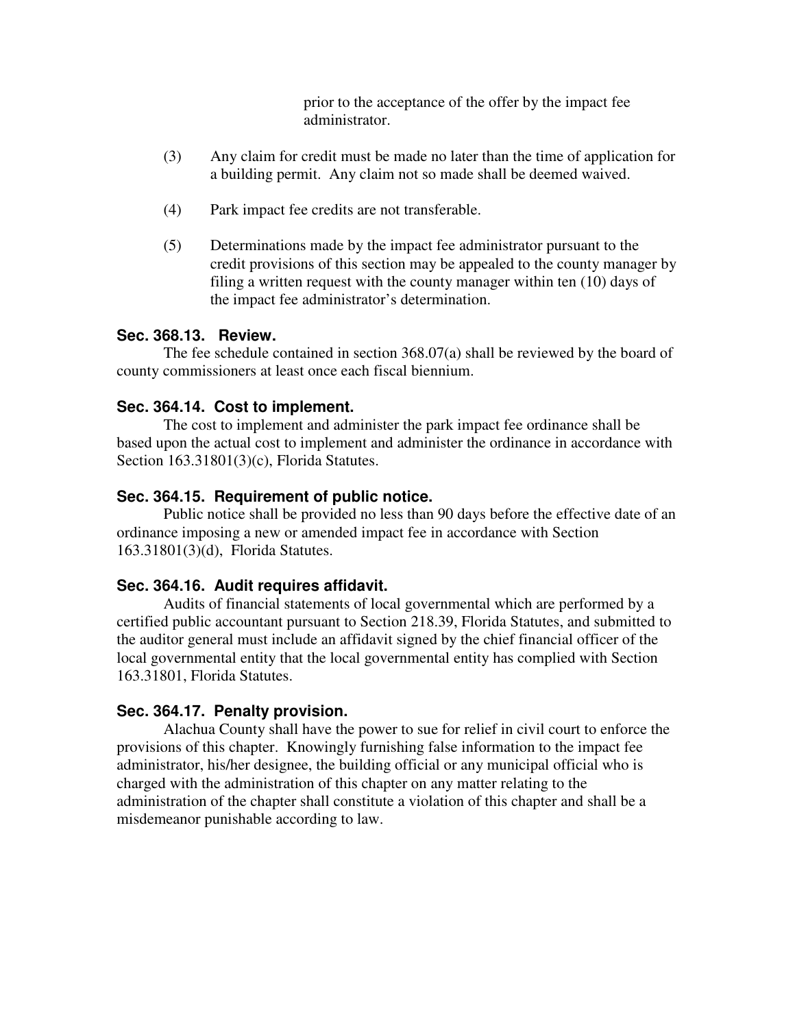prior to the acceptance of the offer by the impact fee administrator.

(3) Any claim for credit must be made no later than the time of application for a building permit. Any claim not so made shall be deemed waived.

(4) Park impact fee credits are not transferable.

(5) Determinations made by the impact fee administrator pursuant to the credit provisions of this section may be appealed to the county manager by filing a written request with the county manager within ten (10) days of the impact fee administrator's determination.

### Sec. 368.13. Review.

The fee schedule contained in section 368.07(a) shall be reviewed by the board of county commissioners at least once each fiscal biennium.

### Sec. 364.14. Cost to implement.

The cost to implement and administer the park impact fee ordinance shall be based upon the actual cost to implement and administer the ordinance in accordance with Section 163.31801(3)(c), Florida Statutes.

### Sec. 364.15. Requirement of public notice.

Public notice shall be provided no less than 90 days before the effective date of an ordinance imposing a new or amended impact fee in accordance with Section 163.31801(3)(d), Florida Statutes.

### Sec. 364.16. Audit requires affidavit.

Audits of financial statements of local governmental which are performed by a certified public accountant pursuant to Section 218.39, Florida Statutes, and submitted to the auditor general must include an affidavit signed by the chief financial officer of the local governmental entity that the local governmental entity has complied with Section 163.31801, Florida Statutes.

### Sec. 364.17. Penalty provision.

Alachua County shall have the power to sue for relief in civil court to enforce the provisions of this chapter. Knowingly furnishing false information to the impact fee administrator, his/her designee, the building official or any municipal official who is charged with the administration of this chapter on any matter relating to the administration of the chapter shall constitute a violation of this chapter and shall be a misdemeanor punishable according to law.